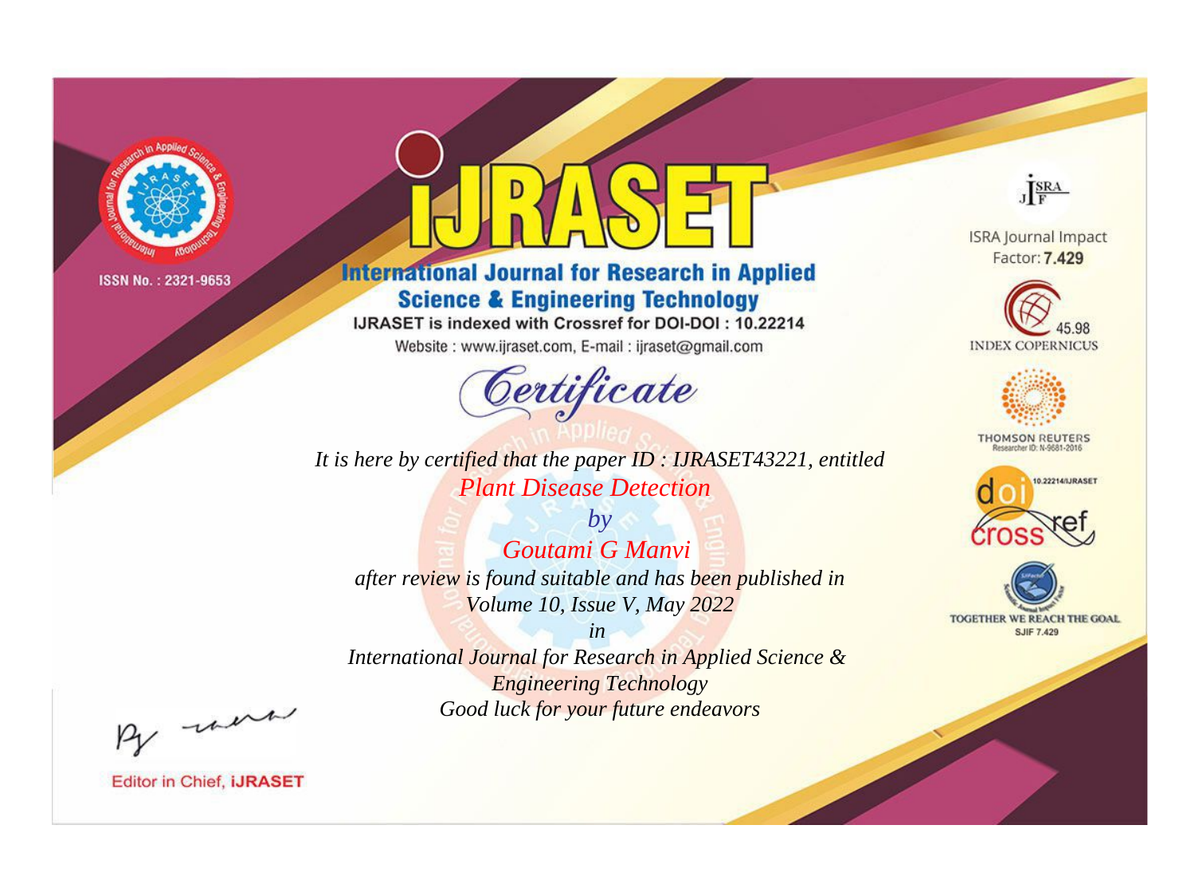ISSN No. : 2321-9653

# IJRASET

## International Journal for Research in Applied Science & Engineering Technology

IJRASET is indexed with Crossref for DOI-DOI : 10.22214

Website : www.ijraset.com, E-mail : ijraset@gmail.com

ISRA Journal Impact Factor: **7.429**

45.98 INDEX COPERNICUS

THOMSON REUTERS Researcher ID: N-9681-2016

10.22214/IJRASET

TOGETHER WE REACH THE GOAL SJIF 7.429

# *Certificate*

*It is here by certified that the paper ID : IJRASET43221, entitled*

*Plant Disease Detection*

*by*

*Goutami G Manvi*

*after review is found suitable and has been published in*

*Volume 10, Issue V, May 2022*

*in*

*International Journal for Research in Applied Science & Engineering Technology*

*Good luck for your future endeavors*

Editor in Chief, **iJRASET**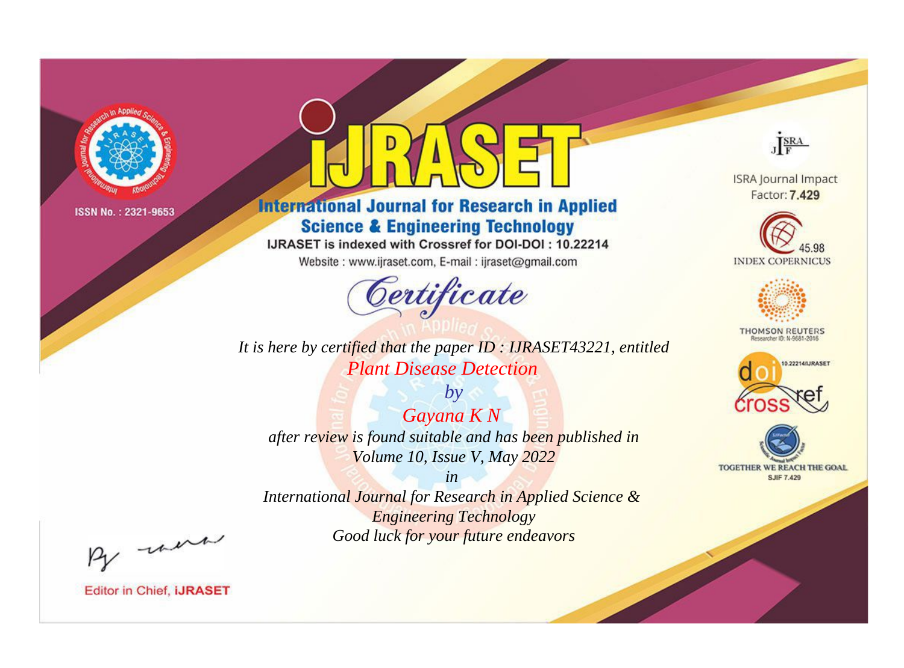ISSN No. : 2321-9653

# iJRASET

## International Journal for Research in Applied Science & Engineering Technology

IJRASET is indexed with Crossref for DOI-DOI : 10.22214

Website : www.ijraset.com, E-mail : ijraset@gmail.com

# *Certificate*

*It is here by certified that the paper ID : IJRASET43221, entitled*

*Plant Disease Detection*

*by*

*Gayana K N*

*after review is found suitable and has been published in*

*Volume 10, Issue V, May 2022*

*in*

*International Journal for Research in Applied Science & Engineering Technology*

*Good luck for your future endeavors*

ISRA Journal Impact Factor: **7.429**

45.98 INDEX COPERNICUS

THOMSON REUTERS Researcher ID: N-9681-2016

10.22214/IJRASET

TOGETHER WE REACH THE GOAL SJIF 7.429

Editor in Chief, **iJRASET**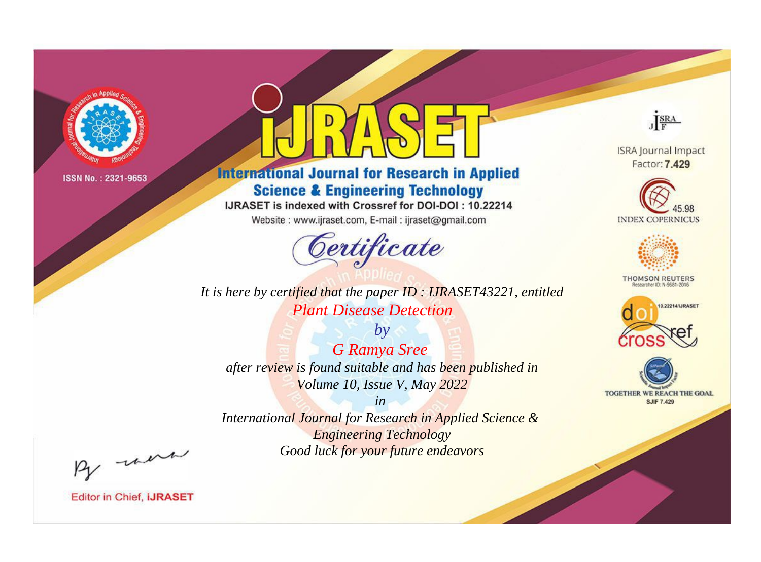ISSN No. : 2321-9653

# IJRASET

## International Journal for Research in Applied Science & Engineering Technology

IJRASET is indexed with Crossref for DOI-DOI : 10.22214

Website : www.ijraset.com, E-mail : ijraset@gmail.com

ISRA Journal Impact Factor: **7.429**

45.98 INDEX COPERNICUS

THOMSON REUTERS Researcher ID: N-9681-2016

10.22214/IJRASET

TOGETHER WE REACH THE GOAL SJIF 7.429

# *Certificate*

*It is here by certified that the paper ID : IJRASET43221, entitled*

*Plant Disease Detection*

*by*

*G Ramya Sree*

*after review is found suitable and has been published in*

*Volume 10, Issue V, May 2022*

*in*

*International Journal for Research in Applied Science & Engineering Technology*

*Good luck for your future endeavors*

Editor in Chief, **iJRASET**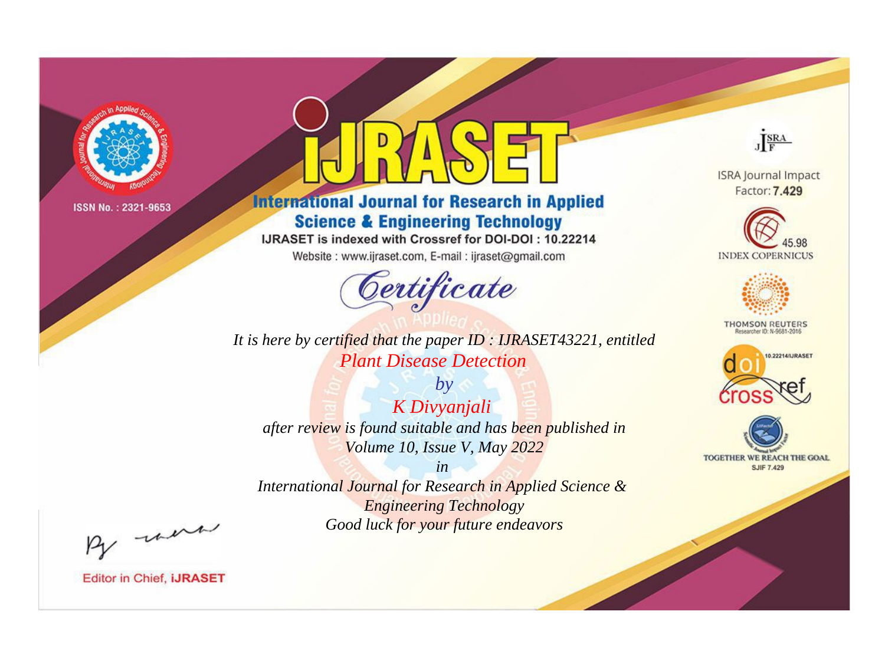ISSN No. : 2321-9653

# IJRASET

## International Journal for Research in Applied Science & Engineering Technology

IJRASET is indexed with Crossref for DOI-DOI : 10.22214

Website : www.ijraset.com, E-mail : ijraset@gmail.com

*Certificate*

*It is here by certified that the paper ID : IJRASET43221, entitled*

*Plant Disease Detection*

*by*

*K Divyanjali*

*after review is found suitable and has been published in*

*Volume 10, Issue V, May 2022*

*in*

*International Journal for Research in Applied Science & Engineering Technology*

*Good luck for your future endeavors*

ISRA Journal Impact Factor: **7.429**

45.98 INDEX COPERNICUS

THOMSON REUTERS Researcher ID: N-9681-2016

10.22214/IJRASET

TOGETHER WE REACH THE GOAL SJIF 7.429

Editor in Chief, **iJRASET**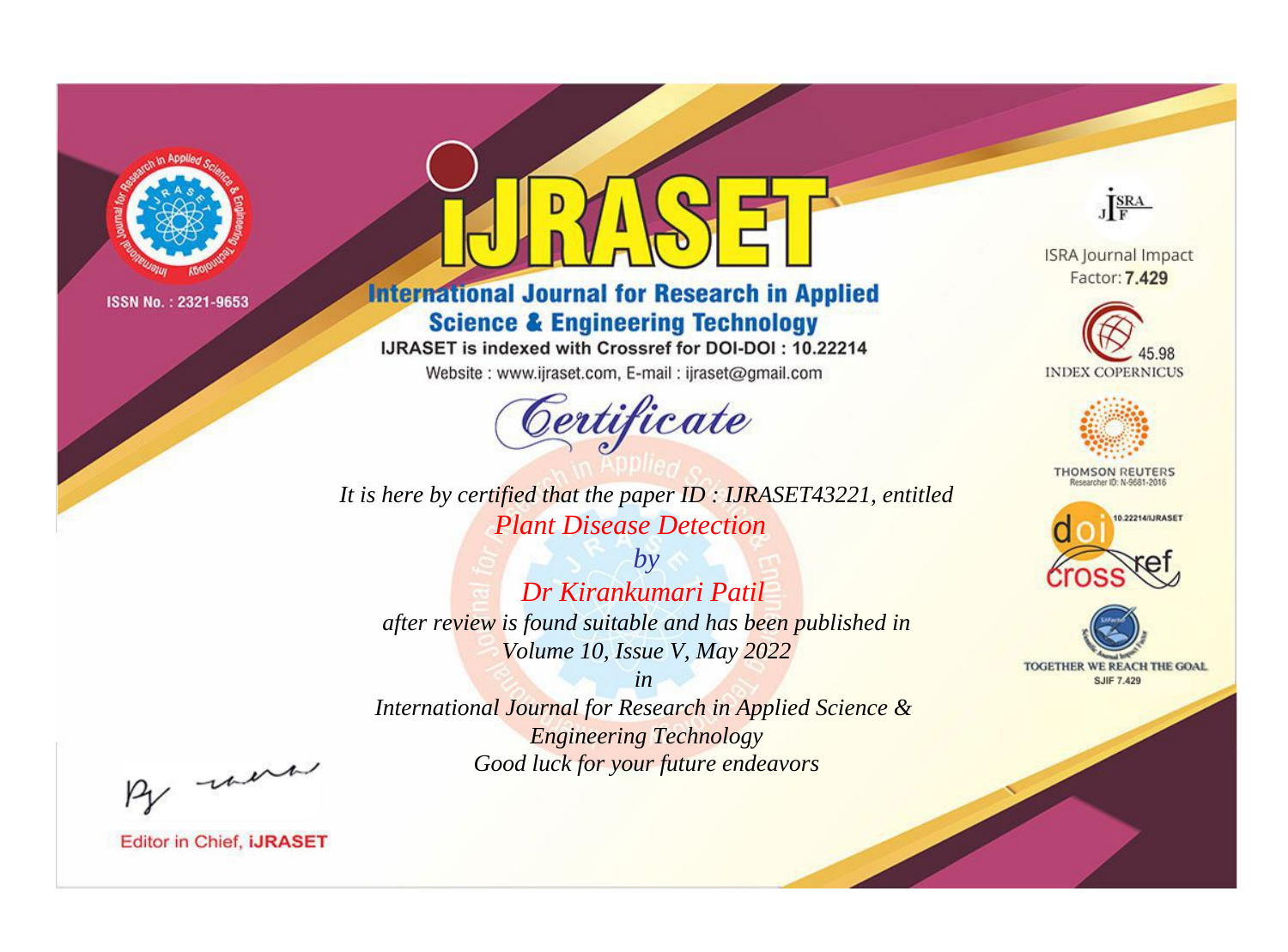ISSN No. : 2321-9653

# IJRASET

## International Journal for Research in Applied Science & Engineering Technology

IJRASET is indexed with Crossref for DOI-DOI : 10.22214

Website : www.ijraset.com, E-mail : ijraset@gmail.com

ISRA Journal Impact Factor: **7.429**

45.98 INDEX COPERNICUS

THOMSON REUTERS Researcher ID: N-9681-2016

10.22214/IJRASET

TOGETHER WE REACH THE GOAL SJIF 7.429

# *Certificate*

*It is here by certified that the paper ID : IJRASET43221, entitled*

*Plant Disease Detection*

*by*

*Dr Kirankumari Patil*

*after review is found suitable and has been published in*

*Volume 10, Issue V, May 2022*

*in*

*International Journal for Research in Applied Science & Engineering Technology*

*Good luck for your future endeavors*

Editor in Chief, **iJRASET**